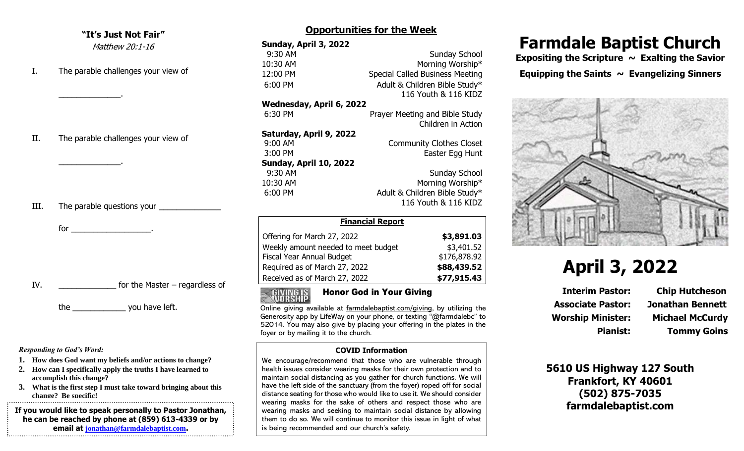## "It's Just Not Fair"

*Matthew 20:1-16*

I. The parable challenges your view of

______________.

II. The parable challenges your view of

______________.

III. The parable questions your ______________

for ___________________.

IV. _____________ for the Master – regardless of

the ____________ you have left.

*Responding to God's Word:*

1. **How does God want my beliefs and/or actions to change?**
2. **How can I specifically apply the truths I have learned to accomplish this change?**
3. **What is the first step I must take toward bringing about this change? Be specific!**

**If you would like to speak personally to Pastor Jonathan, he can be reached by phone at (859) 613-4339 or by email at jonathan@farmdalebaptist.com.**

## Opportunities for the Week

**Sunday, April 3, 2022**

| | |
|---|---|
| 9:30 AM | Sunday School |
| 10:30 AM | Morning Worship* |
| 12:00 PM | Special Called Business Meeting |
| 6:00 PM | Adult & Children Bible Study* 116 Youth & 116 KIDZ |

**Wednesday, April 6, 2022**

| | |
|---|---|
| 6:30 PM | Prayer Meeting and Bible Study Children in Action |

**Saturday, April 9, 2022**

| | |
|---|---|
| 9:00 AM | Community Clothes Closet |
| 3:00 PM | Easter Egg Hunt |

**Sunday, April 10, 2022**

| | |
|---|---|
| 9:30 AM | Sunday School |
| 10:30 AM | Morning Worship* |
| 6:00 PM | Adult & Children Bible Study* 116 Youth & 116 KIDZ |

### Financial Report

| | |
|---|---|
| Offering for March 27, 2022 | **$3,891.03** |
| Weekly amount needed to meet budget | $3,401.52 |
| Fiscal Year Annual Budget | $176,878.92 |
| Required as of March 27, 2022 | **$88,439.52** |
| Received as of March 27, 2022 | **$77,915.43** |

GIVING IS WORSHIP

### Honor God in Your Giving

Online giving available at farmdalebaptist.com/giving, by utilizing the Generosity app by LifeWay on your phone, or texting "@farmdalebc" to 52014. You may also give by placing your offering in the plates in the foyer or by mailing it to the church.

### COVID Information

We encourage/recommend that those who are vulnerable through health issues consider wearing masks for their own protection and to maintain social distancing as you gather for church functions. We will have the left side of the sanctuary (from the foyer) roped off for social distance seating for those who would like to use it. We should consider wearing masks for the sake of others and respect those who are wearing masks and seeking to maintain social distance by allowing them to do so. We will continue to monitor this issue in light of what is being recommended and our church's safety.

# Farmdale Baptist Church

**Expositing the Scripture ~ Exalting the Savior**

**Equipping the Saints ~ Evangelizing Sinners**

# April 3, 2022

| | |
|---|---|
| **Interim Pastor:** | **Chip Hutcheson** |
| **Associate Pastor:** | **Jonathan Bennett** |
| **Worship Minister:** | **Michael McCurdy** |
| **Pianist:** | **Tommy Goins** |

**5610 US Highway 127 South**
**Frankfort, KY 40601**
**(502) 875-7035**
**farmdalebaptist.com**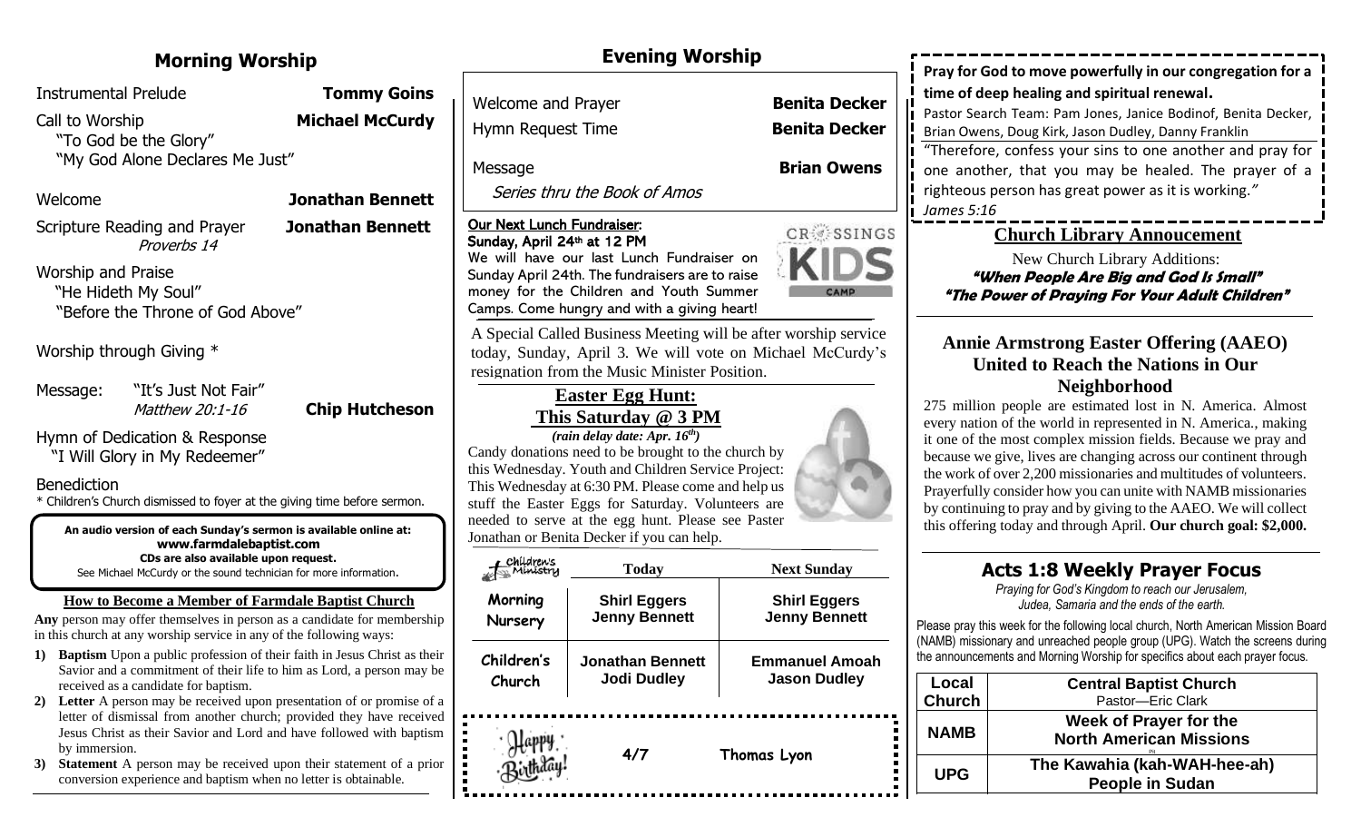## Morning Worship

| | |
|---|---|
| Instrumental Prelude | **Tommy Goins** |
| Call to Worship | **Michael McCurdy** |

"To God be the Glory"
"My God Alone Declares Me Just"

| | |
|---|---|
| Welcome | **Jonathan Bennett** |
| Scripture Reading and Prayer | **Jonathan Bennett** |

*Proverbs 14*

Worship and Praise
"He Hideth My Soul"
"Before the Throne of God Above"

Worship through Giving *

Message: "It's Just Not Fair" *Matthew 20:1-16* **Chip Hutcheson**

Hymn of Dedication & Response
"I Will Glory in My Redeemer"

Benediction

* Children's Church dismissed to foyer at the giving time before sermon.

**An audio version of each Sunday's sermon is available online at: www.farmdalebaptist.com**
**CDs are also available upon request.**
See Michael McCurdy or the sound technician for more information.

### How to Become a Member of Farmdale Baptist Church

**Any** person may offer themselves in person as a candidate for membership in this church at any worship service in any of the following ways:

1) **Baptism** Upon a public profession of their faith in Jesus Christ as their Savior and a commitment of their life to him as Lord, a person may be received as a candidate for baptism.
2) **Letter** A person may be received upon presentation of or promise of a letter of dismissal from another church; provided they have received Jesus Christ as their Savior and Lord and have followed with baptism by immersion.
3) **Statement** A person may be received upon their statement of a prior conversion experience and baptism when no letter is obtainable.

## Evening Worship

| | |
|---|---|
| Welcome and Prayer | **Benita Decker** |
| Hymn Request Time | **Benita Decker** |
| Message | **Brian Owens** |

*Series thru the Book of Amos*

**Our Next Lunch Fundraiser:**
**Sunday, April 24th at 12 PM**
We will have our last Lunch Fundraiser on Sunday April 24th. The fundraisers are to raise money for the Children and Youth Summer Camps. Come hungry and with a giving heart!

CROSSINGS KIDS CAMP

A Special Called Business Meeting will be after worship service today, Sunday, April 3. We will vote on Michael McCurdy's resignation from the Music Minister Position.

### Easter Egg Hunt: This Saturday @ 3 PM

*(rain delay date: Apr. 16th)*

Candy donations need to be brought to the church by this Wednesday. Youth and Children Service Project: This Wednesday at 6:30 PM. Please come and help us stuff the Easter Eggs for Saturday. Volunteers are needed to serve at the egg hunt. Please see Paster Jonathan or Benita Decker if you can help.

| Children's Ministry | Today | Next Sunday |
|---|---|---|
| Morning Nursery | **Shirl Eggers Jenny Bennett** | **Shirl Eggers Jenny Bennett** |
| Children's Church | **Jonathan Bennett Jodi Dudley** | **Emmanuel Amoah Jason Dudley** |

Happy Birthday! **4/7** **Thomas Lyon**

**Pray for God to move powerfully in our congregation for a time of deep healing and spiritual renewal.**
Pastor Search Team: Pam Jones, Janice Bodinof, Benita Decker, Brian Owens, Doug Kirk, Jason Dudley, Danny Franklin

"Therefore, confess your sins to one another and pray for one another, that you may be healed. The prayer of a righteous person has great power as it is working." *James 5:16*

### Church Library Annoucement

New Church Library Additions:
**"When People Are Big and God Is Small"**
**"The Power of Praying For Your Adult Children"**

### Annie Armstrong Easter Offering (AAEO) United to Reach the Nations in Our Neighborhood

275 million people are estimated lost in N. America. Almost every nation of the world in represented in N. America., making it one of the most complex mission fields. Because we pray and because we give, lives are changing across our continent through the work of over 2,200 missionaries and multitudes of volunteers. Prayerfully consider how you can unite with NAMB missionaries by continuing to pray and by giving to the AAEO. We will collect this offering today and through April. **Our church goal: $2,000.**

### Acts 1:8 Weekly Prayer Focus

*Praying for God's Kingdom to reach our Jerusalem, Judea, Samaria and the ends of the earth.*

Please pray this week for the following local church, North American Mission Board (NAMB) missionary and unreached people group (UPG). Watch the screens during the announcements and Morning Worship for specifics about each prayer focus.

| | |
|---|---|
| **Local Church** | **Central Baptist Church** Pastor—Eric Clark |
| **NAMB** | **Week of Prayer for the North American Missions** |
| **UPG** | **The Kawahia (kah-WAH-hee-ah) People in Sudan** |